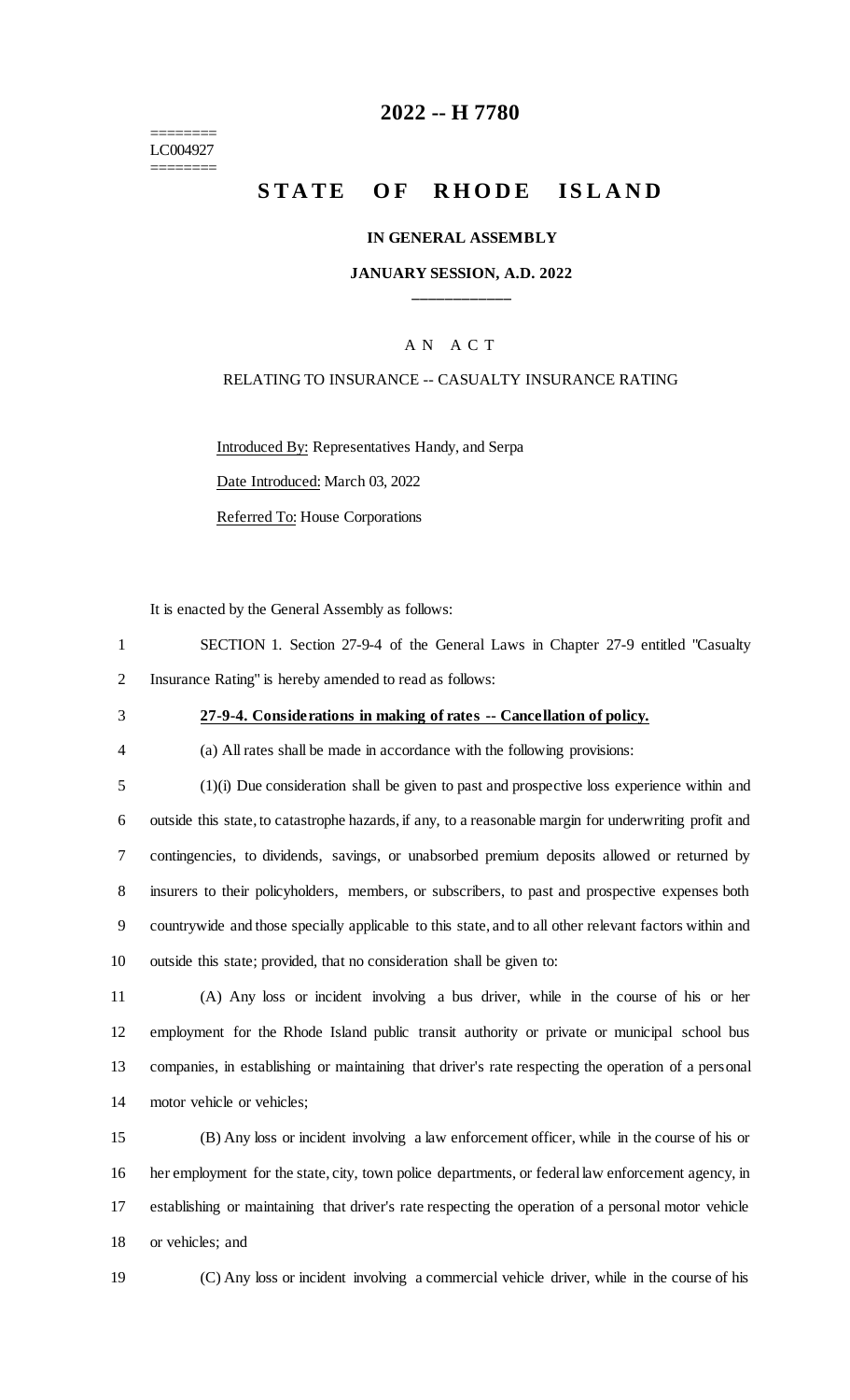========
LC004927
========

# 2022 -- H 7780

# STATE OF RHODE ISLAND

**IN GENERAL ASSEMBLY**

**JANUARY SESSION, A.D. 2022**

\_\_\_\_\_\_\_\_\_\_\_\_

A N A C T

RELATING TO INSURANCE -- CASUALTY INSURANCE RATING

Introduced By: Representatives Handy, and Serpa

Date Introduced: March 03, 2022

Referred To: House Corporations

It is enacted by the General Assembly as follows:

1 SECTION 1. Section 27-9-4 of the General Laws in Chapter 27-9 entitled "Casualty
2 Insurance Rating" is hereby amended to read as follows:

3 **27-9-4. Considerations in making of rates -- Cancellation of policy.**

4 (a) All rates shall be made in accordance with the following provisions:

5 (1)(i) Due consideration shall be given to past and prospective loss experience within and
6 outside this state, to catastrophe hazards, if any, to a reasonable margin for underwriting profit and
7 contingencies, to dividends, savings, or unabsorbed premium deposits allowed or returned by
8 insurers to their policyholders, members, or subscribers, to past and prospective expenses both
9 countrywide and those specially applicable to this state, and to all other relevant factors within and
10 outside this state; provided, that no consideration shall be given to:

11 (A) Any loss or incident involving a bus driver, while in the course of his or her
12 employment for the Rhode Island public transit authority or private or municipal school bus
13 companies, in establishing or maintaining that driver's rate respecting the operation of a personal
14 motor vehicle or vehicles;

15 (B) Any loss or incident involving a law enforcement officer, while in the course of his or
16 her employment for the state, city, town police departments, or federal law enforcement agency, in
17 establishing or maintaining that driver's rate respecting the operation of a personal motor vehicle
18 or vehicles; and

19 (C) Any loss or incident involving a commercial vehicle driver, while in the course of his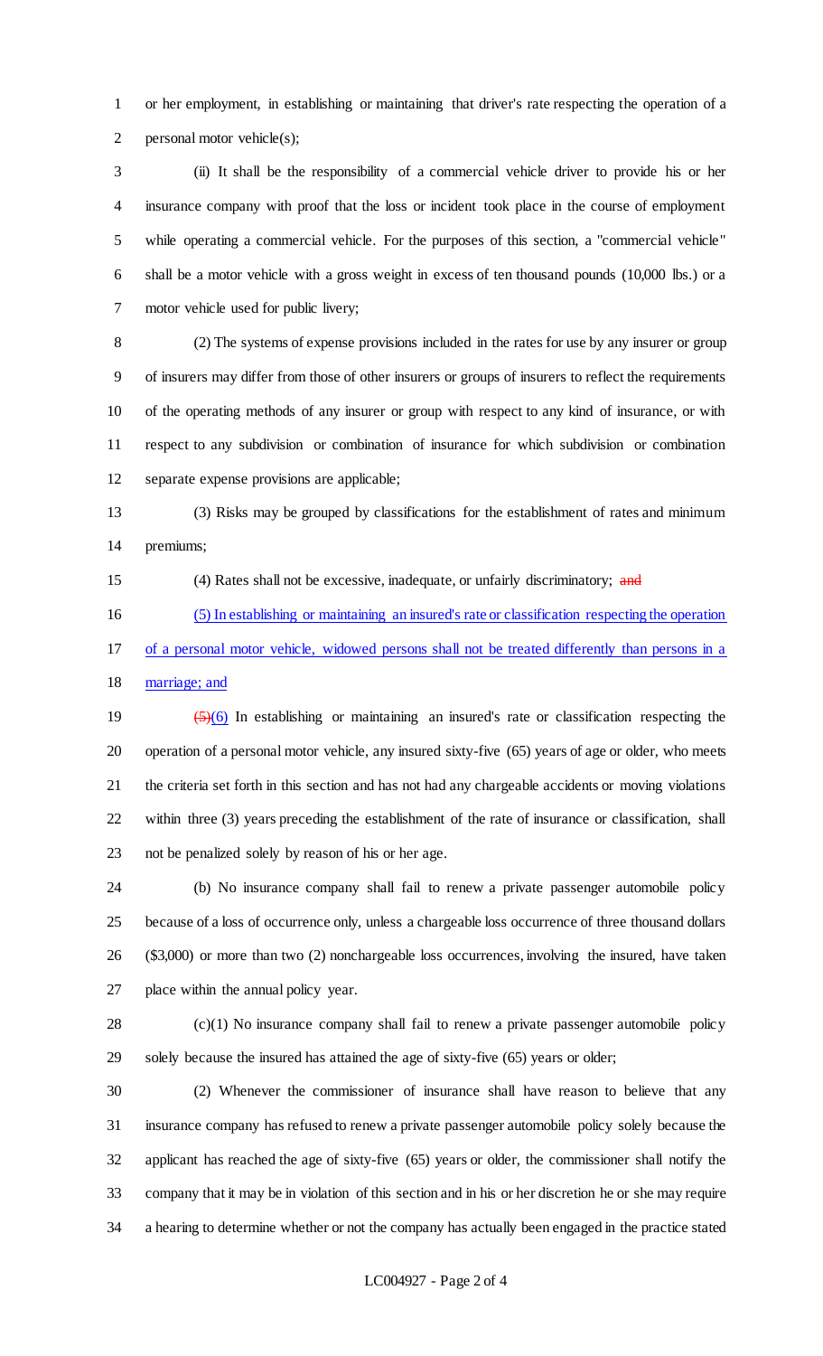or her employment, in establishing or maintaining that driver's rate respecting the operation of a personal motor vehicle(s);

(ii) It shall be the responsibility of a commercial vehicle driver to provide his or her insurance company with proof that the loss or incident took place in the course of employment while operating a commercial vehicle. For the purposes of this section, a "commercial vehicle" shall be a motor vehicle with a gross weight in excess of ten thousand pounds (10,000 lbs.) or a motor vehicle used for public livery;

(2) The systems of expense provisions included in the rates for use by any insurer or group of insurers may differ from those of other insurers or groups of insurers to reflect the requirements of the operating methods of any insurer or group with respect to any kind of insurance, or with respect to any subdivision or combination of insurance for which subdivision or combination separate expense provisions are applicable;

(3) Risks may be grouped by classifications for the establishment of rates and minimum premiums;

(4) Rates shall not be excessive, inadequate, or unfairly discriminatory; ~~and~~

<u>(5) In establishing or maintaining an insured's rate or classification respecting the operation of a personal motor vehicle, widowed persons shall not be treated differently than persons in a marriage; and</u>

~~(5)~~<u>(6)</u> In establishing or maintaining an insured's rate or classification respecting the operation of a personal motor vehicle, any insured sixty-five (65) years of age or older, who meets the criteria set forth in this section and has not had any chargeable accidents or moving violations within three (3) years preceding the establishment of the rate of insurance or classification, shall not be penalized solely by reason of his or her age.

(b) No insurance company shall fail to renew a private passenger automobile policy because of a loss of occurrence only, unless a chargeable loss occurrence of three thousand dollars ($3,000) or more than two (2) nonchargeable loss occurrences, involving the insured, have taken place within the annual policy year.

(c)(1) No insurance company shall fail to renew a private passenger automobile policy solely because the insured has attained the age of sixty-five (65) years or older;

(2) Whenever the commissioner of insurance shall have reason to believe that any insurance company has refused to renew a private passenger automobile policy solely because the applicant has reached the age of sixty-five (65) years or older, the commissioner shall notify the company that it may be in violation of this section and in his or her discretion he or she may require a hearing to determine whether or not the company has actually been engaged in the practice stated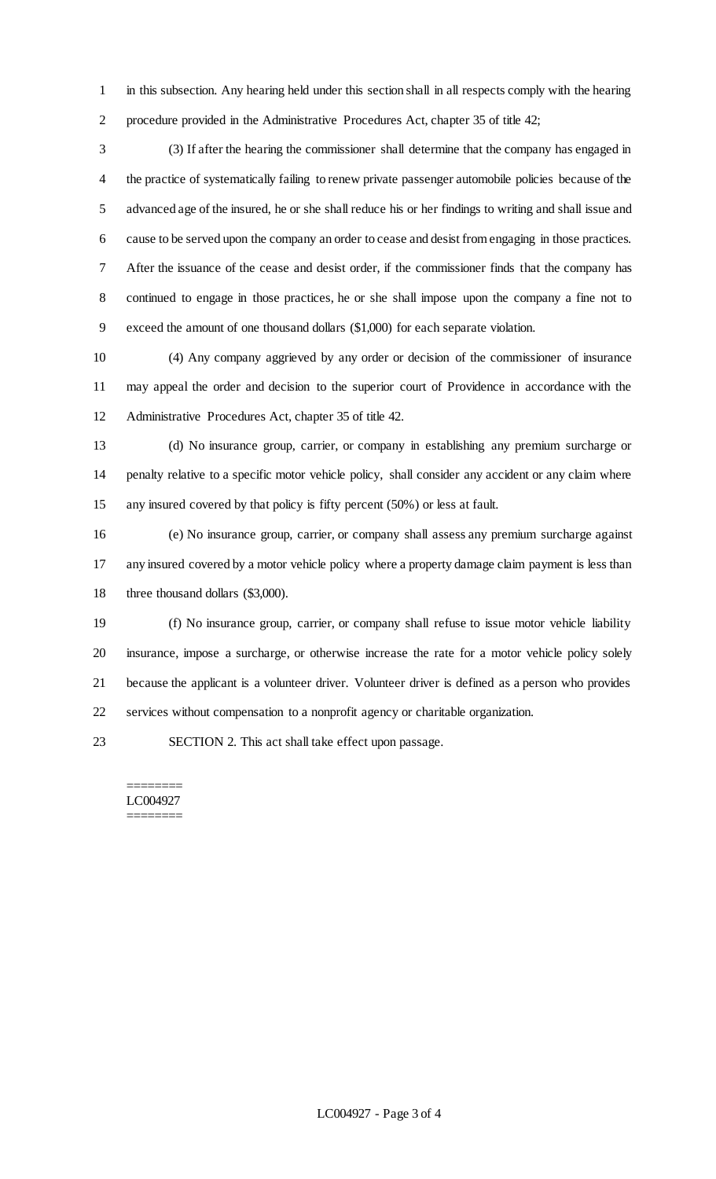in this subsection. Any hearing held under this section shall in all respects comply with the hearing procedure provided in the Administrative Procedures Act, chapter 35 of title 42;

(3) If after the hearing the commissioner shall determine that the company has engaged in the practice of systematically failing to renew private passenger automobile policies because of the advanced age of the insured, he or she shall reduce his or her findings to writing and shall issue and cause to be served upon the company an order to cease and desist from engaging in those practices. After the issuance of the cease and desist order, if the commissioner finds that the company has continued to engage in those practices, he or she shall impose upon the company a fine not to exceed the amount of one thousand dollars ($1,000) for each separate violation.

(4) Any company aggrieved by any order or decision of the commissioner of insurance may appeal the order and decision to the superior court of Providence in accordance with the Administrative Procedures Act, chapter 35 of title 42.

(d) No insurance group, carrier, or company in establishing any premium surcharge or penalty relative to a specific motor vehicle policy, shall consider any accident or any claim where any insured covered by that policy is fifty percent (50%) or less at fault.

(e) No insurance group, carrier, or company shall assess any premium surcharge against any insured covered by a motor vehicle policy where a property damage claim payment is less than three thousand dollars ($3,000).

(f) No insurance group, carrier, or company shall refuse to issue motor vehicle liability insurance, impose a surcharge, or otherwise increase the rate for a motor vehicle policy solely because the applicant is a volunteer driver. Volunteer driver is defined as a person who provides services without compensation to a nonprofit agency or charitable organization.

SECTION 2. This act shall take effect upon passage.

========
LC004927
========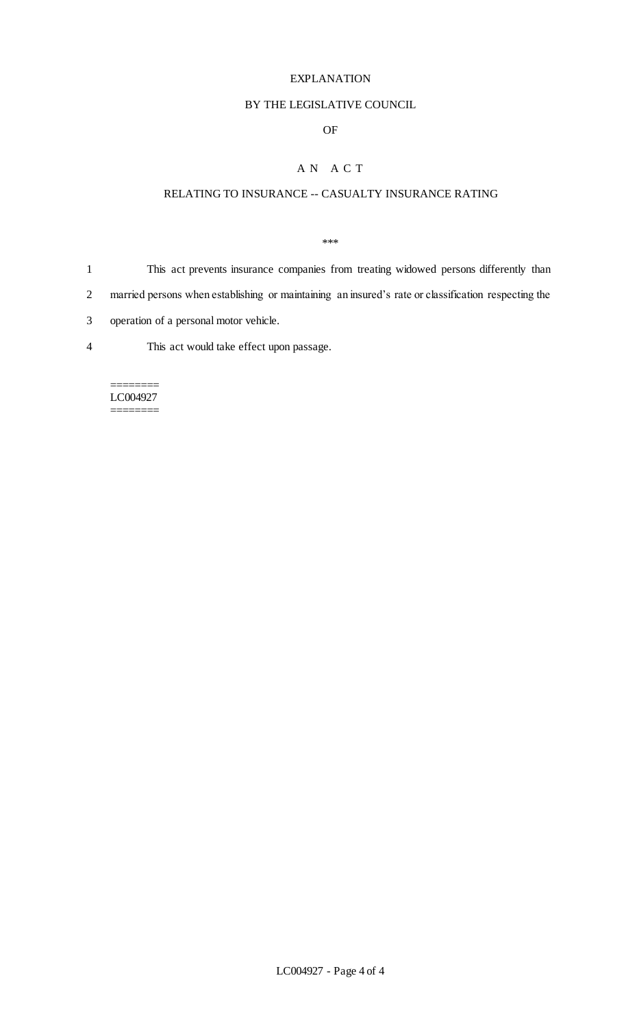EXPLANATION

BY THE LEGISLATIVE COUNCIL

OF

A N A C T

RELATING TO INSURANCE -- CASUALTY INSURANCE RATING

\*\*\*

1 This act prevents insurance companies from treating widowed persons differently than
2 married persons when establishing or maintaining an insured's rate or classification respecting the
3 operation of a personal motor vehicle.
4 This act would take effect upon passage.

========
LC004927
========